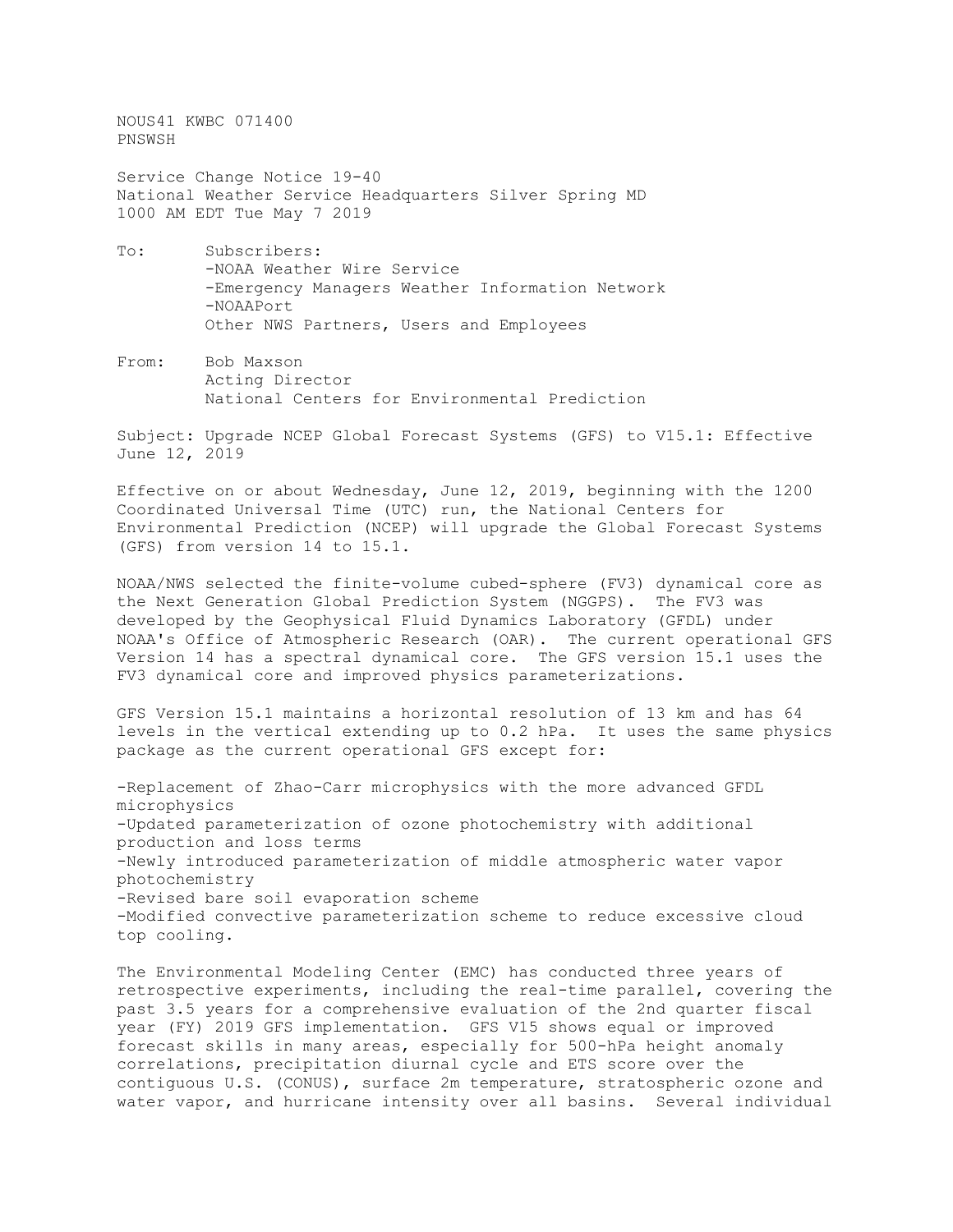NOUS41 KWBC 071400
PNSWSH

Service Change Notice 19-40
National Weather Service Headquarters Silver Spring MD
1000 AM EDT Tue May 7 2019

To: Subscribers:
-NOAA Weather Wire Service
-Emergency Managers Weather Information Network
-NOAAPort
Other NWS Partners, Users and Employees

From: Bob Maxson
Acting Director
National Centers for Environmental Prediction

Subject: Upgrade NCEP Global Forecast Systems (GFS) to V15.1: Effective June 12, 2019

Effective on or about Wednesday, June 12, 2019, beginning with the 1200 Coordinated Universal Time (UTC) run, the National Centers for Environmental Prediction (NCEP) will upgrade the Global Forecast Systems (GFS) from version 14 to 15.1.

NOAA/NWS selected the finite-volume cubed-sphere (FV3) dynamical core as the Next Generation Global Prediction System (NGGPS). The FV3 was developed by the Geophysical Fluid Dynamics Laboratory (GFDL) under NOAA's Office of Atmospheric Research (OAR). The current operational GFS Version 14 has a spectral dynamical core. The GFS version 15.1 uses the FV3 dynamical core and improved physics parameterizations.

GFS Version 15.1 maintains a horizontal resolution of 13 km and has 64 levels in the vertical extending up to 0.2 hPa. It uses the same physics package as the current operational GFS except for:

- Replacement of Zhao-Carr microphysics with the more advanced GFDL microphysics
- Updated parameterization of ozone photochemistry with additional production and loss terms
- Newly introduced parameterization of middle atmospheric water vapor photochemistry
- Revised bare soil evaporation scheme
- Modified convective parameterization scheme to reduce excessive cloud top cooling.

The Environmental Modeling Center (EMC) has conducted three years of retrospective experiments, including the real-time parallel, covering the past 3.5 years for a comprehensive evaluation of the 2nd quarter fiscal year (FY) 2019 GFS implementation. GFS V15 shows equal or improved forecast skills in many areas, especially for 500-hPa height anomaly correlations, precipitation diurnal cycle and ETS score over the contiguous U.S. (CONUS), surface 2m temperature, stratospheric ozone and water vapor, and hurricane intensity over all basins. Several individual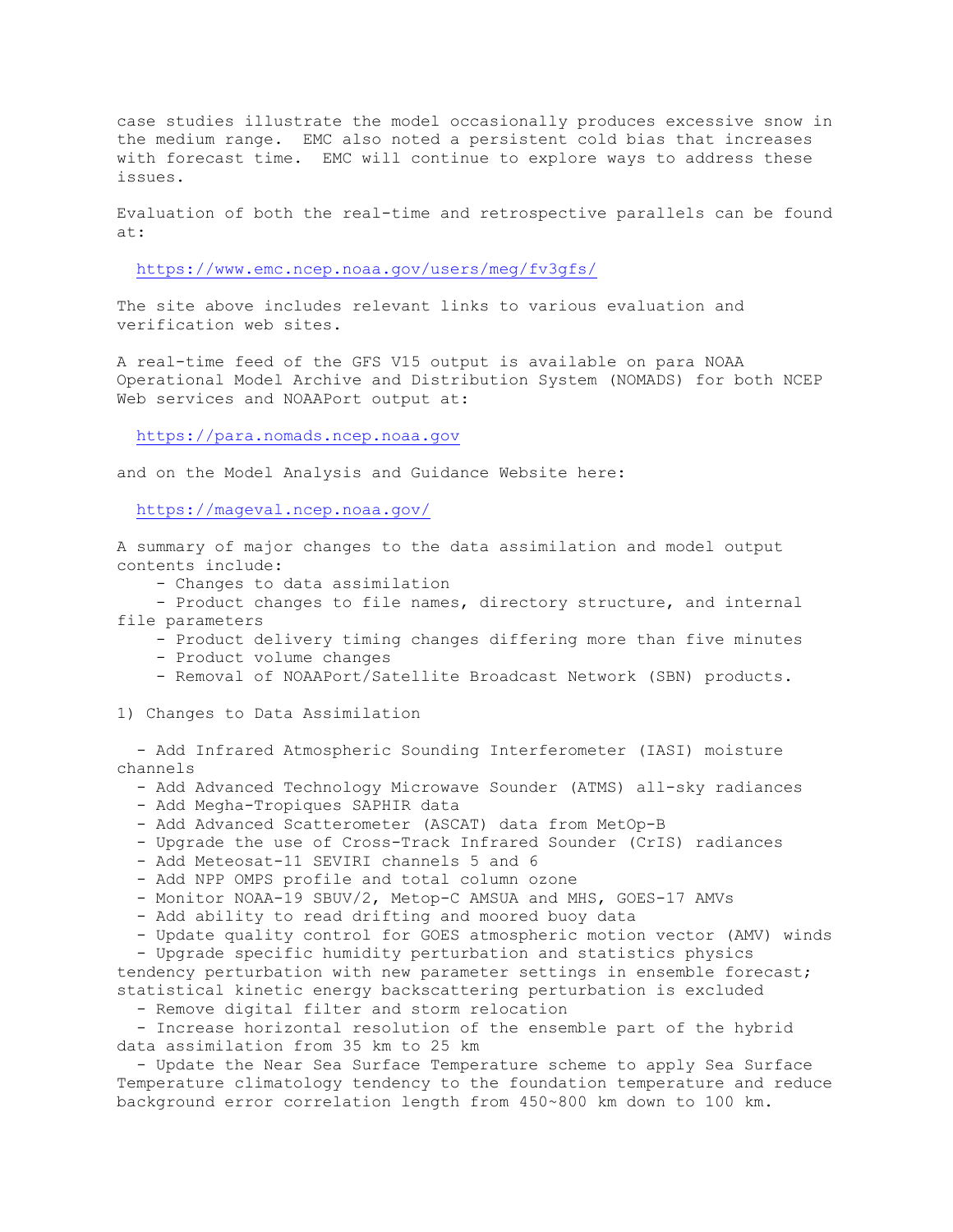case studies illustrate the model occasionally produces excessive snow in the medium range. EMC also noted a persistent cold bias that increases with forecast time. EMC will continue to explore ways to address these issues.

Evaluation of both the real-time and retrospective parallels can be found at:

https://www.emc.ncep.noaa.gov/users/meg/fv3gfs/

The site above includes relevant links to various evaluation and verification web sites.

A real-time feed of the GFS V15 output is available on para NOAA Operational Model Archive and Distribution System (NOMADS) for both NCEP Web services and NOAAPort output at:

https://para.nomads.ncep.noaa.gov

and on the Model Analysis and Guidance Website here:

https://mageval.ncep.noaa.gov/

A summary of major changes to the data assimilation and model output contents include:

- Changes to data assimilation
- Product changes to file names, directory structure, and internal file parameters
- Product delivery timing changes differing more than five minutes
- Product volume changes
- Removal of NOAAPort/Satellite Broadcast Network (SBN) products.

1) Changes to Data Assimilation

- Add Infrared Atmospheric Sounding Interferometer (IASI) moisture channels
- Add Advanced Technology Microwave Sounder (ATMS) all-sky radiances
- Add Megha-Tropiques SAPHIR data
- Add Advanced Scatterometer (ASCAT) data from MetOp-B
- Upgrade the use of Cross-Track Infrared Sounder (CrIS) radiances
- Add Meteosat-11 SEVIRI channels 5 and 6
- Add NPP OMPS profile and total column ozone
- Monitor NOAA-19 SBUV/2, Metop-C AMSUA and MHS, GOES-17 AMVs
- Add ability to read drifting and moored buoy data
- Update quality control for GOES atmospheric motion vector (AMV) winds
- Upgrade specific humidity perturbation and statistics physics tendency perturbation with new parameter settings in ensemble forecast; statistical kinetic energy backscattering perturbation is excluded
- Remove digital filter and storm relocation
- Increase horizontal resolution of the ensemble part of the hybrid data assimilation from 35 km to 25 km
- Update the Near Sea Surface Temperature scheme to apply Sea Surface Temperature climatology tendency to the foundation temperature and reduce background error correlation length from 450~800 km down to 100 km.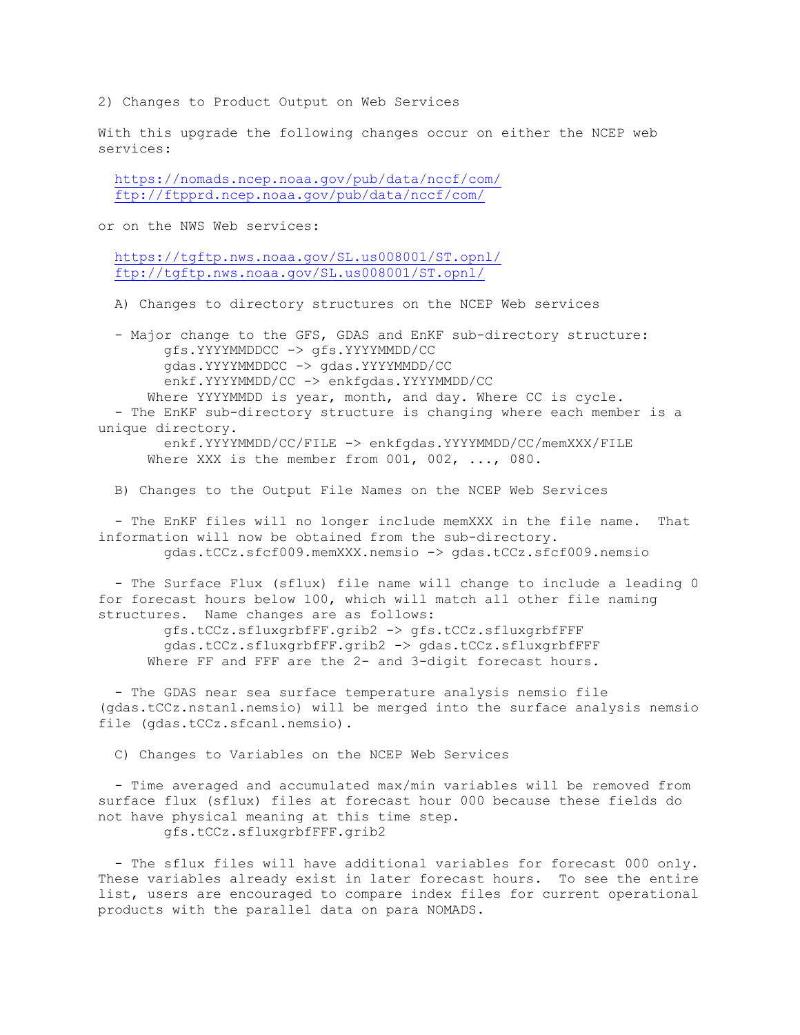2) Changes to Product Output on Web Services

With this upgrade the following changes occur on either the NCEP web services:

https://nomads.ncep.noaa.gov/pub/data/nccf/com/
ftp://ftpprd.ncep.noaa.gov/pub/data/nccf/com/

or on the NWS Web services:

https://tgftp.nws.noaa.gov/SL.us008001/ST.opnl/
ftp://tgftp.nws.noaa.gov/SL.us008001/ST.opnl/

A) Changes to directory structures on the NCEP Web services

- Major change to the GFS, GDAS and EnKF sub-directory structure:
  - gfs.YYYYMMDDCC -> gfs.YYYYMMDD/CC
  - gdas.YYYYMMDDCC -> gdas.YYYYMMDD/CC
  - enkf.YYYYMMDD/CC -> enkfgdas.YYYYMMDD/CC

  Where YYYYMMDD is year, month, and day. Where CC is cycle.
- The EnKF sub-directory structure is changing where each member is a unique directory.
  - enkf.YYYYMMDD/CC/FILE -> enkfgdas.YYYYMMDD/CC/memXXX/FILE

  Where XXX is the member from 001, 002, ..., 080.

B) Changes to the Output File Names on the NCEP Web Services

- The EnKF files will no longer include memXXX in the file name. That information will now be obtained from the sub-directory.
  - gdas.tCCz.sfcf009.memXXX.nemsio -> gdas.tCCz.sfcf009.nemsio
- The Surface Flux (sflux) file name will change to include a leading 0 for forecast hours below 100, which will match all other file naming structures. Name changes are as follows:
  - gfs.tCCz.sfluxgrbfFF.grib2 -> gfs.tCCz.sfluxgrbfFFF
  - gdas.tCCz.sfluxgrbfFF.grib2 -> gdas.tCCz.sfluxgrbfFFF

  Where FF and FFF are the 2- and 3-digit forecast hours.
- The GDAS near sea surface temperature analysis nemsio file (gdas.tCCz.nstanl.nemsio) will be merged into the surface analysis nemsio file (gdas.tCCz.sfcanl.nemsio).

C) Changes to Variables on the NCEP Web Services

- Time averaged and accumulated max/min variables will be removed from surface flux (sflux) files at forecast hour 000 because these fields do not have physical meaning at this time step.
  - gfs.tCCz.sfluxgrbfFFF.grib2
- The sflux files will have additional variables for forecast 000 only. These variables already exist in later forecast hours. To see the entire list, users are encouraged to compare index files for current operational products with the parallel data on para NOMADS.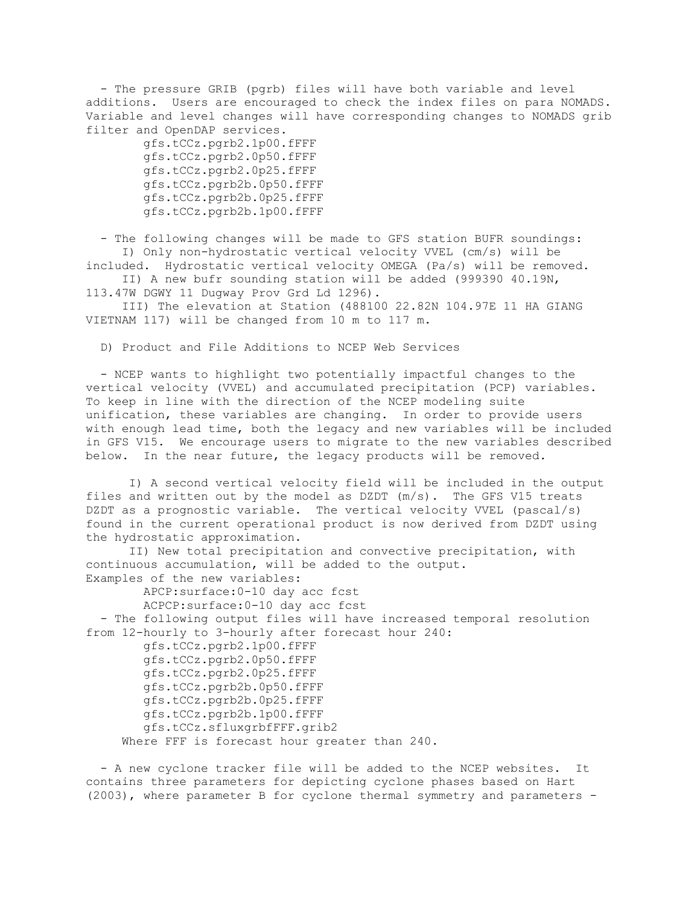- The pressure GRIB (pgrb) files will have both variable and level additions. Users are encouraged to check the index files on para NOMADS. Variable and level changes will have corresponding changes to NOMADS grib filter and OpenDAP services.

```
gfs.tCCz.pgrb2.1p00.fFFF
gfs.tCCz.pgrb2.0p50.fFFF
gfs.tCCz.pgrb2.0p25.fFFF
gfs.tCCz.pgrb2b.0p50.fFFF
gfs.tCCz.pgrb2b.0p25.fFFF
gfs.tCCz.pgrb2b.1p00.fFFF
```

- The following changes will be made to GFS station BUFR soundings:
  - I) Only non-hydrostatic vertical velocity VVEL (cm/s) will be included. Hydrostatic vertical velocity OMEGA (Pa/s) will be removed.
  - II) A new bufr sounding station will be added (999390 40.19N, 113.47W DGWY 11 Dugway Prov Grd Ld 1296).
  - III) The elevation at Station (488100 22.82N 104.97E 11 HA GIANG VIETNAM 117) will be changed from 10 m to 117 m.

D) Product and File Additions to NCEP Web Services

- NCEP wants to highlight two potentially impactful changes to the vertical velocity (VVEL) and accumulated precipitation (PCP) variables. To keep in line with the direction of the NCEP modeling suite unification, these variables are changing. In order to provide users with enough lead time, both the legacy and new variables will be included in GFS V15. We encourage users to migrate to the new variables described below. In the near future, the legacy products will be removed.

  I) A second vertical velocity field will be included in the output files and written out by the model as DZDT (m/s). The GFS V15 treats DZDT as a prognostic variable. The vertical velocity VVEL (pascal/s) found in the current operational product is now derived from DZDT using the hydrostatic approximation.

  II) New total precipitation and convective precipitation, with continuous accumulation, will be added to the output.

Examples of the new variables:

```
APCP:surface:0-10 day acc fcst
ACPCP:surface:0-10 day acc fcst
```

- The following output files will have increased temporal resolution from 12-hourly to 3-hourly after forecast hour 240:

```
gfs.tCCz.pgrb2.1p00.fFFF
gfs.tCCz.pgrb2.0p50.fFFF
gfs.tCCz.pgrb2.0p25.fFFF
gfs.tCCz.pgrb2b.0p50.fFFF
gfs.tCCz.pgrb2b.0p25.fFFF
gfs.tCCz.pgrb2b.1p00.fFFF
gfs.tCCz.sfluxgrbfFFF.grib2
```

Where FFF is forecast hour greater than 240.

- A new cyclone tracker file will be added to the NCEP websites. It contains three parameters for depicting cyclone phases based on Hart (2003), where parameter B for cyclone thermal symmetry and parameters -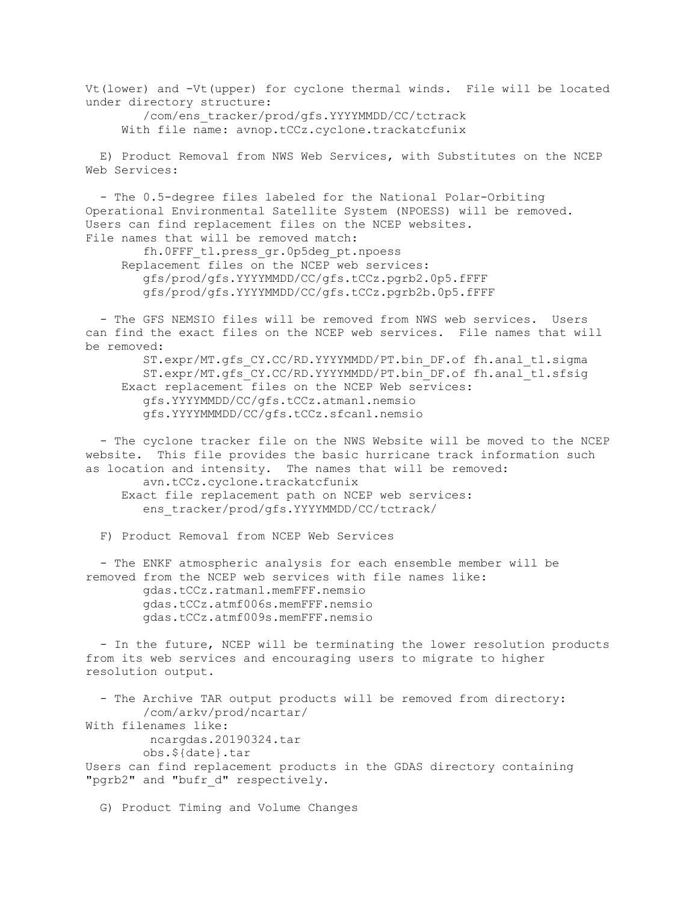Vt(lower) and -Vt(upper) for cyclone thermal winds. File will be located under directory structure:

```
        /com/ens_tracker/prod/gfs.YYYYMMDD/CC/tctrack
     With file name: avnop.tCCz.cyclone.trackatcfunix
```

E) Product Removal from NWS Web Services, with Substitutes on the NCEP Web Services:

- The 0.5-degree files labeled for the National Polar-Orbiting Operational Environmental Satellite System (NPOESS) will be removed. Users can find replacement files on the NCEP websites. File names that will be removed match:

```
        fh.0FFF_tl.press_gr.0p5deg_pt.npoess
     Replacement files on the NCEP web services:
        gfs/prod/gfs.YYYYMMDD/CC/gfs.tCCz.pgrb2.0p5.fFFF
        gfs/prod/gfs.YYYYMMDD/CC/gfs.tCCz.pgrb2b.0p5.fFFF
```

- The GFS NEMSIO files will be removed from NWS web services. Users can find the exact files on the NCEP web services. File names that will be removed:

```
        ST.expr/MT.gfs_CY.CC/RD.YYYYMMDD/PT.bin_DF.of fh.anal_tl.sigma
        ST.expr/MT.gfs_CY.CC/RD.YYYYMMDD/PT.bin_DF.of fh.anal_tl.sfsig
     Exact replacement files on the NCEP Web services:
        gfs.YYYYMMDD/CC/gfs.tCCz.atmanl.nemsio
        gfs.YYYYMMMDD/CC/gfs.tCCz.sfcanl.nemsio
```

- The cyclone tracker file on the NWS Website will be moved to the NCEP website. This file provides the basic hurricane track information such as location and intensity. The names that will be removed:

```
        avn.tCCz.cyclone.trackatcfunix
     Exact file replacement path on NCEP web services:
        ens_tracker/prod/gfs.YYYYMMDD/CC/tctrack/
```

F) Product Removal from NCEP Web Services

- The ENKF atmospheric analysis for each ensemble member will be removed from the NCEP web services with file names like:

```
        gdas.tCCz.ratmanl.memFFF.nemsio
        gdas.tCCz.atmf006s.memFFF.nemsio
        gdas.tCCz.atmf009s.memFFF.nemsio
```

- In the future, NCEP will be terminating the lower resolution products from its web services and encouraging users to migrate to higher resolution output.

- The Archive TAR output products will be removed from directory:

```
        /com/arkv/prod/ncartar/
```

With filenames like:

```
         ncargdas.20190324.tar
        obs.${date}.tar
```

Users can find replacement products in the GDAS directory containing "pgrb2" and "bufr_d" respectively.

G) Product Timing and Volume Changes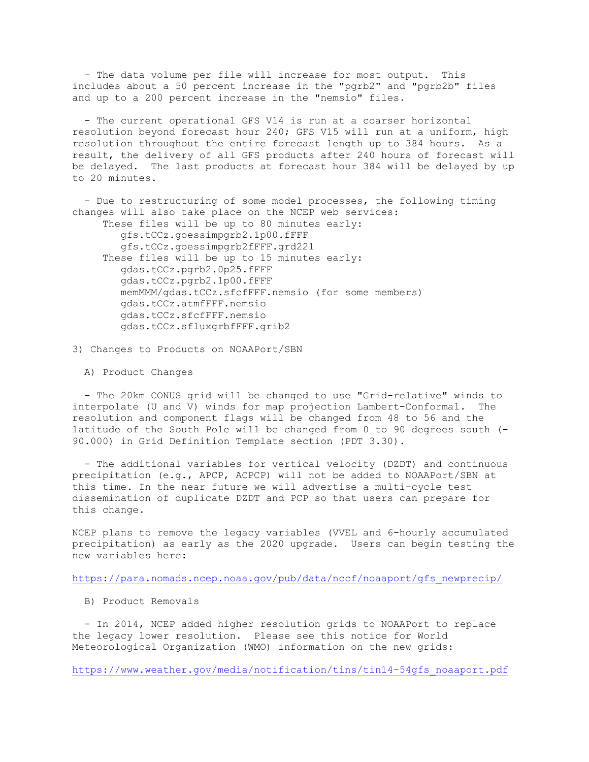- The data volume per file will increase for most output. This includes about a 50 percent increase in the "pgrb2" and "pgrb2b" files and up to a 200 percent increase in the "nemsio" files.

- The current operational GFS V14 is run at a coarser horizontal resolution beyond forecast hour 240; GFS V15 will run at a uniform, high resolution throughout the entire forecast length up to 384 hours. As a result, the delivery of all GFS products after 240 hours of forecast will be delayed. The last products at forecast hour 384 will be delayed by up to 20 minutes.

- Due to restructuring of some model processes, the following timing changes will also take place on the NCEP web services:
  - These files will be up to 80 minutes early:
    - gfs.tCCz.goessimpgrb2.1p00.fFFF
    - gfs.tCCz.goessimpgrb2fFFF.grd221
  - These files will be up to 15 minutes early:
    - gdas.tCCz.pgrb2.0p25.fFFF
    - gdas.tCCz.pgrb2.1p00.fFFF
    - memMMM/gdas.tCCz.sfcfFFF.nemsio (for some members)
    - gdas.tCCz.atmfFFF.nemsio
    - gdas.tCCz.sfcfFFF.nemsio
    - gdas.tCCz.sfluxgrbfFFF.grib2

3) Changes to Products on NOAAPort/SBN

A) Product Changes

- The 20km CONUS grid will be changed to use "Grid-relative" winds to interpolate (U and V) winds for map projection Lambert-Conformal. The resolution and component flags will be changed from 48 to 56 and the latitude of the South Pole will be changed from 0 to 90 degrees south (-90.000) in Grid Definition Template section (PDT 3.30).

- The additional variables for vertical velocity (DZDT) and continuous precipitation (e.g., APCP, ACPCP) will not be added to NOAAPort/SBN at this time. In the near future we will advertise a multi-cycle test dissemination of duplicate DZDT and PCP so that users can prepare for this change.

NCEP plans to remove the legacy variables (VVEL and 6-hourly accumulated precipitation) as early as the 2020 upgrade. Users can begin testing the new variables here:

https://para.nomads.ncep.noaa.gov/pub/data/nccf/noaaport/gfs_newprecip/

B) Product Removals

- In 2014, NCEP added higher resolution grids to NOAAPort to replace the legacy lower resolution. Please see this notice for World Meteorological Organization (WMO) information on the new grids:

https://www.weather.gov/media/notification/tins/tin14-54gfs_noaaport.pdf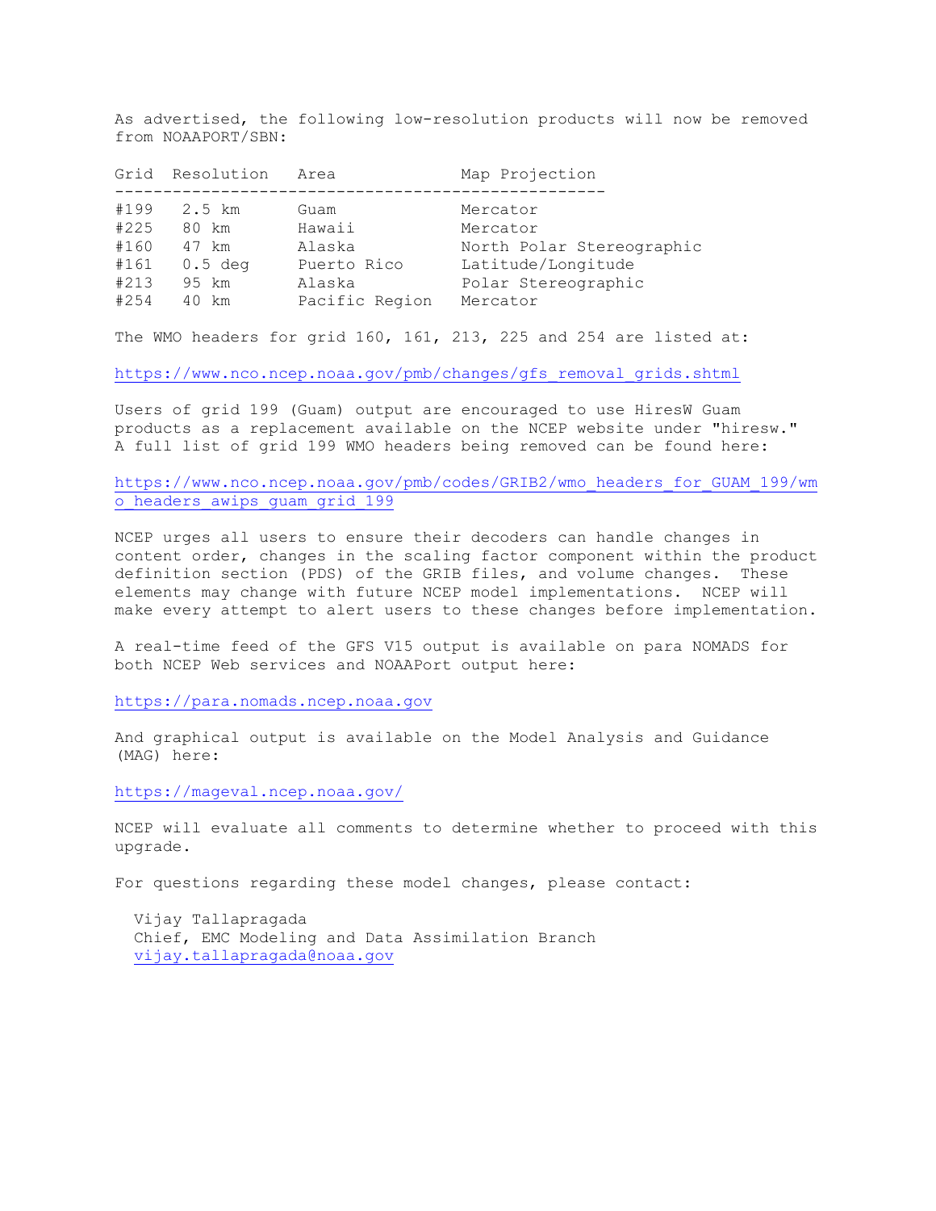As advertised, the following low-resolution products will now be removed from NOAAPORT/SBN:

| Grid | Resolution | Area | Map Projection |
|---|---|---|---|
| #199 | 2.5 km | Guam | Mercator |
| #225 | 80 km | Hawaii | Mercator |
| #160 | 47 km | Alaska | North Polar Stereographic |
| #161 | 0.5 deg | Puerto Rico | Latitude/Longitude |
| #213 | 95 km | Alaska | Polar Stereographic |
| #254 | 40 km | Pacific Region | Mercator |

The WMO headers for grid 160, 161, 213, 225 and 254 are listed at:

https://www.nco.ncep.noaa.gov/pmb/changes/gfs_removal_grids.shtml

Users of grid 199 (Guam) output are encouraged to use HiresW Guam products as a replacement available on the NCEP website under "hiresw." A full list of grid 199 WMO headers being removed can be found here:

https://www.nco.ncep.noaa.gov/pmb/codes/GRIB2/wmo_headers_for_GUAM_199/wmo_headers_awips_guam_grid_199

NCEP urges all users to ensure their decoders can handle changes in content order, changes in the scaling factor component within the product definition section (PDS) of the GRIB files, and volume changes. These elements may change with future NCEP model implementations. NCEP will make every attempt to alert users to these changes before implementation.

A real-time feed of the GFS V15 output is available on para NOMADS for both NCEP Web services and NOAAPort output here:

https://para.nomads.ncep.noaa.gov

And graphical output is available on the Model Analysis and Guidance (MAG) here:

https://mageval.ncep.noaa.gov/

NCEP will evaluate all comments to determine whether to proceed with this upgrade.

For questions regarding these model changes, please contact:

Vijay Tallapragada
Chief, EMC Modeling and Data Assimilation Branch
vijay.tallapragada@noaa.gov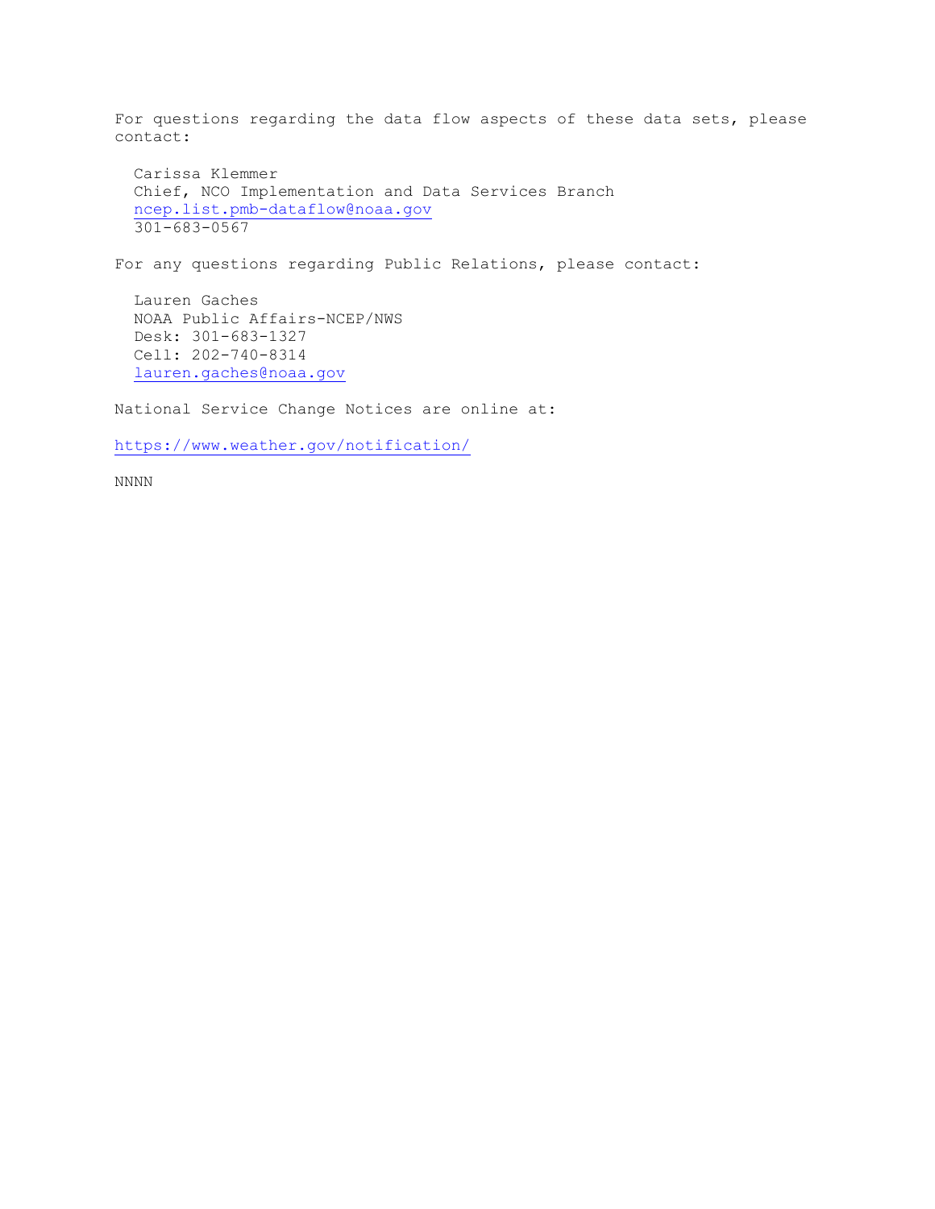For questions regarding the data flow aspects of these data sets, please contact:

Carissa Klemmer
Chief, NCO Implementation and Data Services Branch
ncep.list.pmb-dataflow@noaa.gov
301-683-0567

For any questions regarding Public Relations, please contact:

Lauren Gaches
NOAA Public Affairs-NCEP/NWS
Desk: 301-683-1327
Cell: 202-740-8314
lauren.gaches@noaa.gov

National Service Change Notices are online at:

https://www.weather.gov/notification/

NNNN